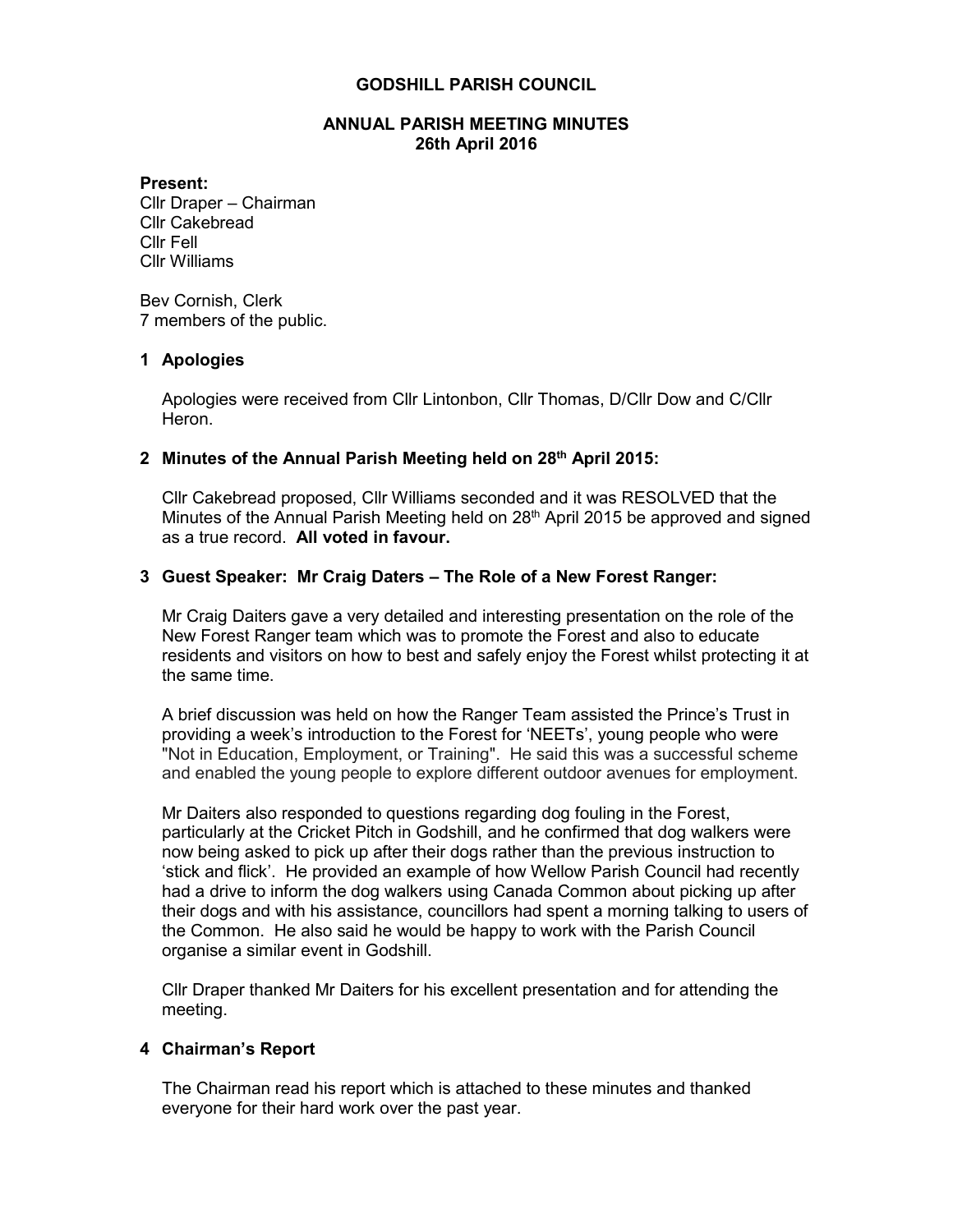# GODSHILL PARISH COUNCIL

## ANNUAL PARISH MEETING MINUTES
## 26th April 2016

**Present:**
Cllr Draper – Chairman
Cllr Cakebread
Cllr Fell
Cllr Williams

Bev Cornish, Clerk
7 members of the public.

### 1 Apologies

Apologies were received from Cllr Lintonbon, Cllr Thomas, D/Cllr Dow and C/Cllr Heron.

### 2 Minutes of the Annual Parish Meeting held on 28th April 2015:

Cllr Cakebread proposed, Cllr Williams seconded and it was RESOLVED that the Minutes of the Annual Parish Meeting held on 28th April 2015 be approved and signed as a true record. **All voted in favour.**

### 3 Guest Speaker: Mr Craig Daters – The Role of a New Forest Ranger:

Mr Craig Daiters gave a very detailed and interesting presentation on the role of the New Forest Ranger team which was to promote the Forest and also to educate residents and visitors on how to best and safely enjoy the Forest whilst protecting it at the same time.

A brief discussion was held on how the Ranger Team assisted the Prince's Trust in providing a week's introduction to the Forest for 'NEETs', young people who were "Not in Education, Employment, or Training". He said this was a successful scheme and enabled the young people to explore different outdoor avenues for employment.

Mr Daiters also responded to questions regarding dog fouling in the Forest, particularly at the Cricket Pitch in Godshill, and he confirmed that dog walkers were now being asked to pick up after their dogs rather than the previous instruction to 'stick and flick'. He provided an example of how Wellow Parish Council had recently had a drive to inform the dog walkers using Canada Common about picking up after their dogs and with his assistance, councillors had spent a morning talking to users of the Common. He also said he would be happy to work with the Parish Council organise a similar event in Godshill.

Cllr Draper thanked Mr Daiters for his excellent presentation and for attending the meeting.

### 4 Chairman's Report

The Chairman read his report which is attached to these minutes and thanked everyone for their hard work over the past year.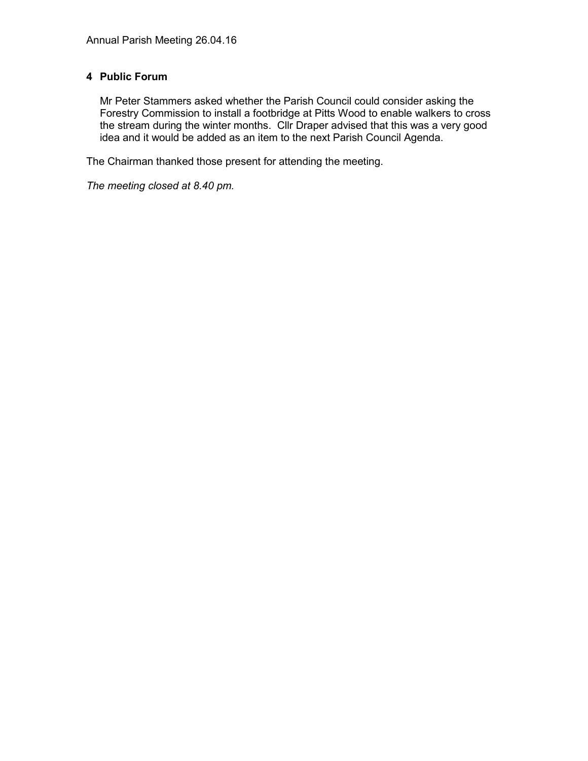## 4 Public Forum

Mr Peter Stammers asked whether the Parish Council could consider asking the Forestry Commission to install a footbridge at Pitts Wood to enable walkers to cross the stream during the winter months. Cllr Draper advised that this was a very good idea and it would be added as an item to the next Parish Council Agenda.

The Chairman thanked those present for attending the meeting.

*The meeting closed at 8.40 pm.*